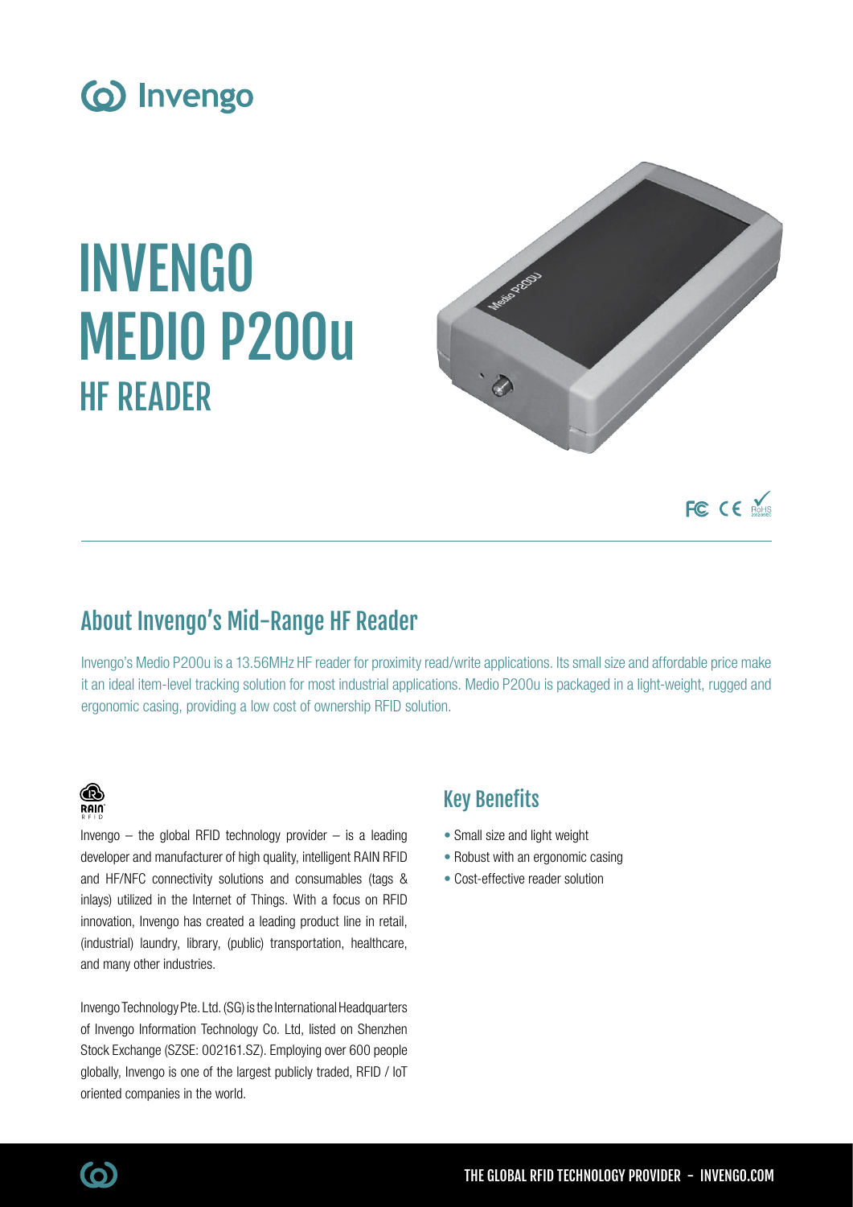# INVENGO MEDIO P200u

## HF READER

## About Invengo's Mid-Range HF Reader

Invengo's Medio P200u is a 13.56MHz HF reader for proximity read/write applications. Its small size and affordable price make it an ideal item-level tracking solution for most industrial applications. Medio P200u is packaged in a light-weight, rugged and ergonomic casing, providing a low cost of ownership RFID solution.

Invengo – the global RFID technology provider – is a leading developer and manufacturer of high quality, intelligent RAIN RFID and HF/NFC connectivity solutions and consumables (tags & inlays) utilized in the Internet of Things. With a focus on RFID innovation, Invengo has created a leading product line in retail, (industrial) laundry, library, (public) transportation, healthcare, and many other industries.

Invengo Technology Pte. Ltd. (SG) is the International Headquarters of Invengo Information Technology Co. Ltd, listed on Shenzhen Stock Exchange (SZSE: 002161.SZ). Employing over 600 people globally, Invengo is one of the largest publicly traded, RFID / IoT oriented companies in the world.

## Key Benefits

- Small size and light weight
- Robust with an ergonomic casing
- Cost-effective reader solution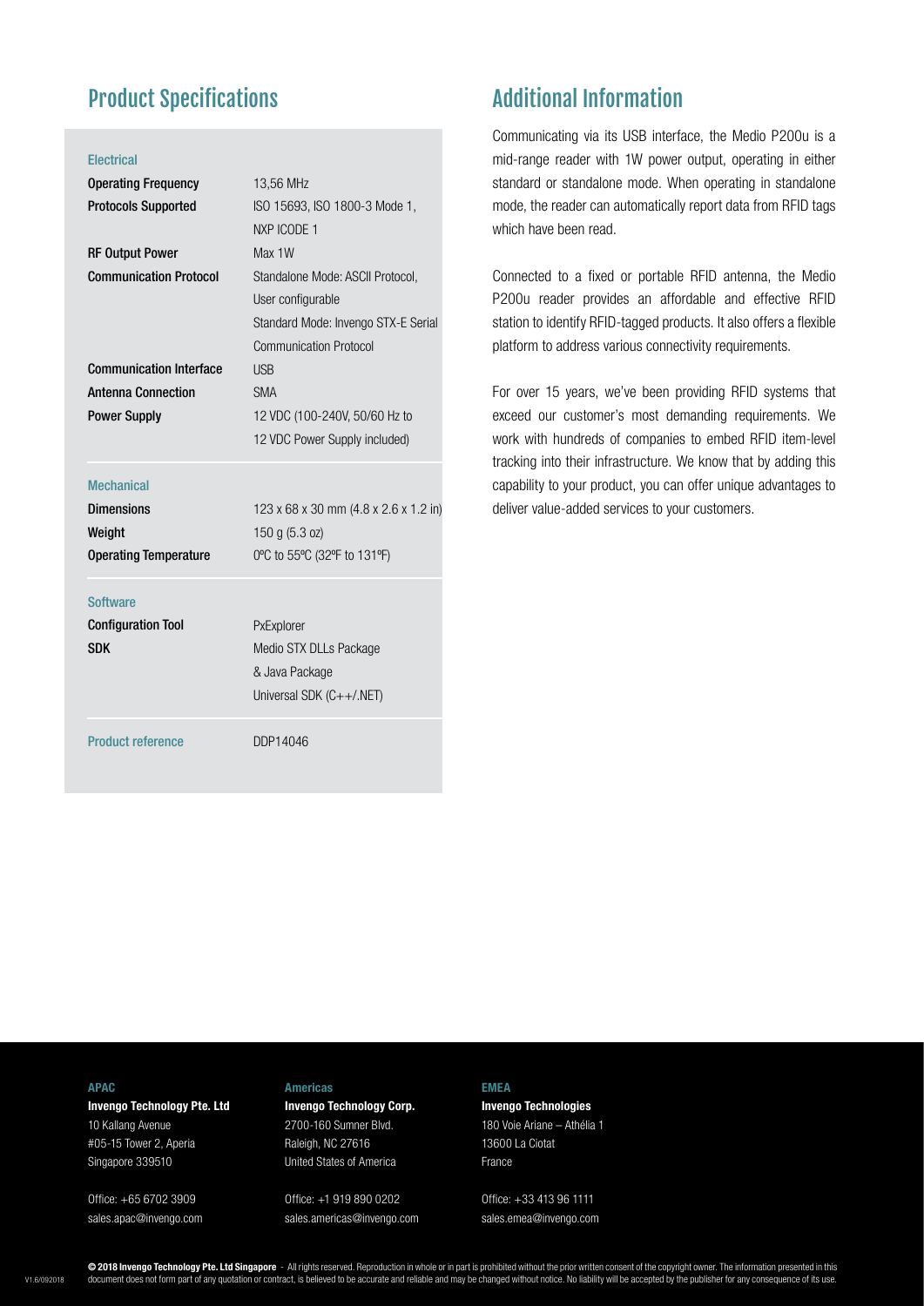## Product Specifications

| | |
|---|---|
| **Electrical** | |
| **Operating Frequency** | 13,56 MHz |
| **Protocols Supported** | ISO 15693, ISO 1800-3 Mode 1, NXP ICODE 1 |
| **RF Output Power** | Max 1W |
| **Communication Protocol** | Standalone Mode: ASCII Protocol, User configurable<br>Standard Mode: Invengo STX-E Serial Communication Protocol |
| **Communication Interface** | USB |
| **Antenna Connection** | SMA |
| **Power Supply** | 12 VDC (100-240V, 50/60 Hz to 12 VDC Power Supply included) |
| **Mechanical** | |
| **Dimensions** | 123 x 68 x 30 mm (4.8 x 2.6 x 1.2 in) |
| **Weight** | 150 g (5.3 oz) |
| **Operating Temperature** | 0ºC to 55ºC (32ºF to 131ºF) |
| **Software** | |
| **Configuration Tool** | PxExplorer |
| **SDK** | Medio STX DLLs Package & Java Package<br>Universal SDK (C++/.NET) |
| **Product reference** | DDP14046 |

## Additional Information

Communicating via its USB interface, the Medio P200u is a mid-range reader with 1W power output, operating in either standard or standalone mode. When operating in standalone mode, the reader can automatically report data from RFID tags which have been read.

Connected to a fixed or portable RFID antenna, the Medio P200u reader provides an affordable and effective RFID station to identify RFID-tagged products. It also offers a flexible platform to address various connectivity requirements.

For over 15 years, we've been providing RFID systems that exceed our customer's most demanding requirements. We work with hundreds of companies to embed RFID item-level tracking into their infrastructure. We know that by adding this capability to your product, you can offer unique advantages to deliver value-added services to your customers.

**APAC**
**Invengo Technology Pte. Ltd**
10 Kallang Avenue
#05-15 Tower 2, Aperia
Singapore 339510

Office: +65 6702 3909
sales.apac@invengo.com

**Americas**
**Invengo Technology Corp.**
2700-160 Sumner Blvd.
Raleigh, NC 27616
United States of America

Office: +1 919 890 0202
sales.americas@invengo.com

**EMEA**
**Invengo Technologies**
180 Voie Ariane – Athélia 1
13600 La Ciotat
France

Office: +33 413 96 1111
sales.emea@invengo.com

**© 2018 Invengo Technology Pte. Ltd Singapore** - All rights reserved. Reproduction in whole or in part is prohibited without the prior written consent of the copyright owner. The information presented in this document does not form part of any quotation or contract, is believed to be accurate and reliable and may be changed without notice. No liability will be accepted by the publisher for any consequence of its use.

V1.6/092018